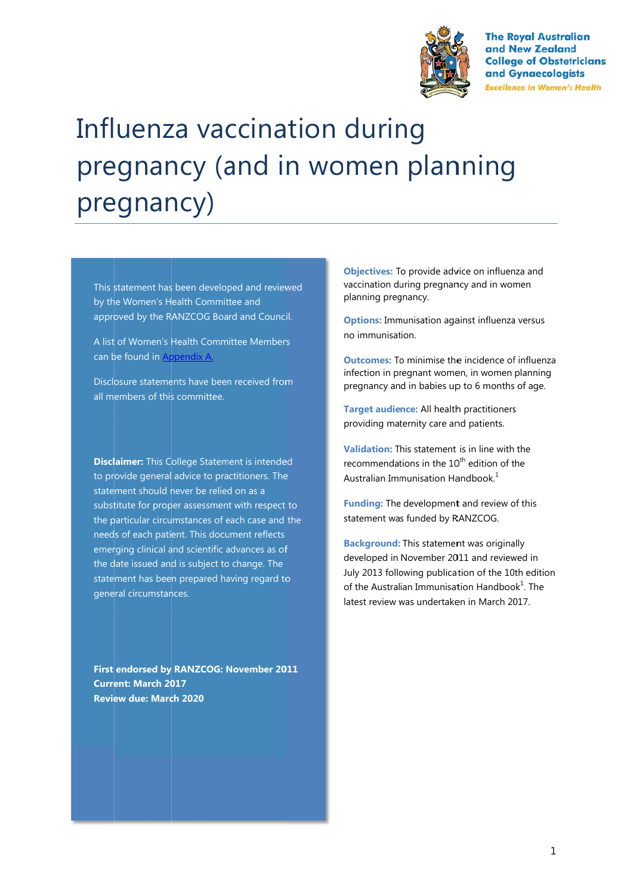The Royal Australian and New Zealand College of Obstetricians and Gynaecologists

*Excellence in Women's Health*

# Influenza vaccination during pregnancy (and in women planning pregnancy)

This statement has been developed and reviewed by the Women's Health Committee and approved by the RANZCOG Board and Council.

A list of Women's Health Committee Members can be found in Appendix A.

Disclosure statements have been received from all members of this committee.

**Disclaimer:** This College Statement is intended to provide general advice to practitioners. The statement should never be relied on as a substitute for proper assessment with respect to the particular circumstances of each case and the needs of each patient. This document reflects emerging clinical and scientific advances as of the date issued and is subject to change. The statement has been prepared having regard to general circumstances.

**First endorsed by RANZCOG: November 2011**
**Current: March 2017**
**Review due: March 2020**

**Objectives:** To provide advice on influenza and vaccination during pregnancy and in women planning pregnancy.

**Options:** Immunisation against influenza versus no immunisation.

**Outcomes:** To minimise the incidence of influenza infection in pregnant women, in women planning pregnancy and in babies up to 6 months of age.

**Target audience:** All health practitioners providing maternity care and patients.

**Validation:** This statement is in line with the recommendations in the 10th edition of the Australian Immunisation Handbook.[1]

**Funding:** The development and review of this statement was funded by RANZCOG.

**Background:** This statement was originally developed in November 2011 and reviewed in July 2013 following publication of the 10th edition of the Australian Immunisation Handbook[1]. The latest review was undertaken in March 2017.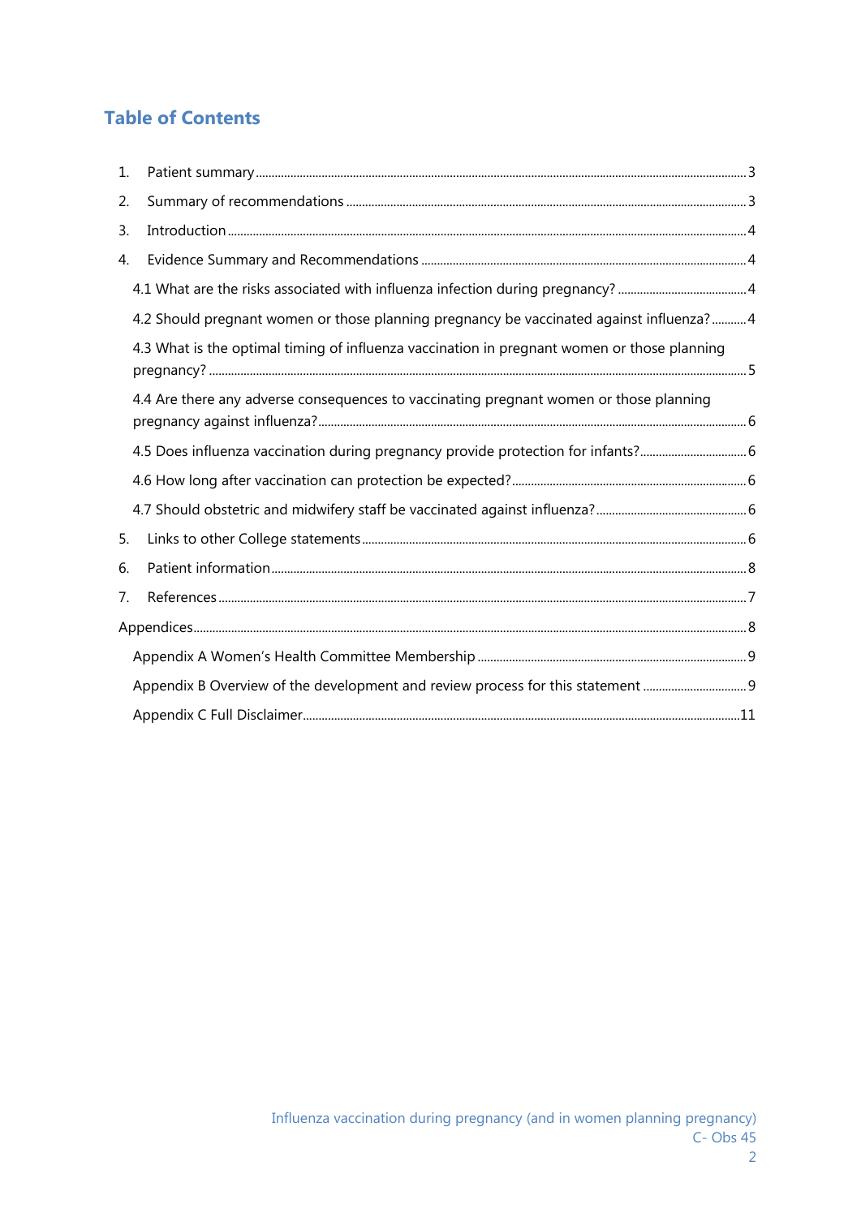# Table of Contents

1. Patient summary .......... 3
2. Summary of recommendations .......... 3
3. Introduction .......... 4
4. Evidence Summary and Recommendations .......... 4
   - 4.1 What are the risks associated with influenza infection during pregnancy? .......... 4
   - 4.2 Should pregnant women or those planning pregnancy be vaccinated against influenza? .......... 4
   - 4.3 What is the optimal timing of influenza vaccination in pregnant women or those planning pregnancy? .......... 5
   - 4.4 Are there any adverse consequences to vaccinating pregnant women or those planning pregnancy against influenza? .......... 6
   - 4.5 Does influenza vaccination during pregnancy provide protection for infants? .......... 6
   - 4.6 How long after vaccination can protection be expected? .......... 6
   - 4.7 Should obstetric and midwifery staff be vaccinated against influenza? .......... 6
5. Links to other College statements .......... 6
6. Patient information .......... 8
7. References .......... 7

Appendices .......... 8

- Appendix A Women's Health Committee Membership .......... 9
- Appendix B Overview of the development and review process for this statement .......... 9
- Appendix C Full Disclaimer .......... 11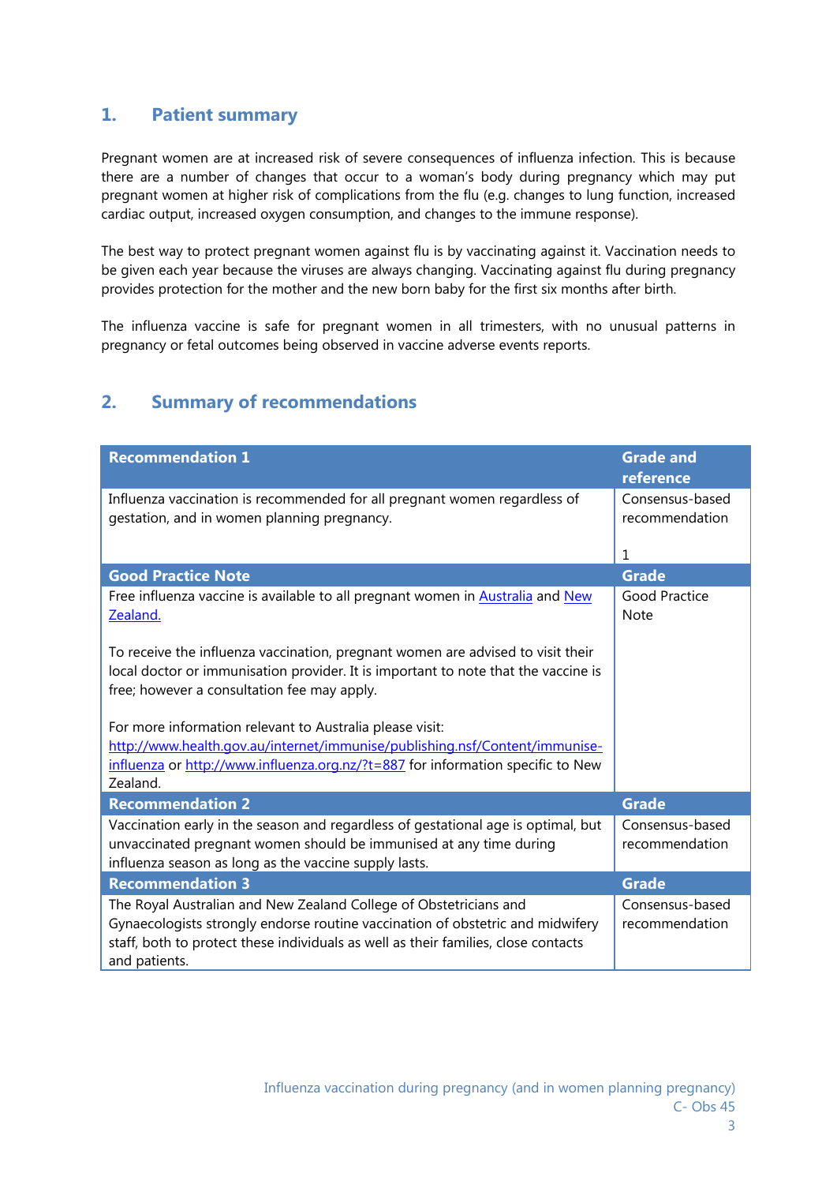## 1. Patient summary

Pregnant women are at increased risk of severe consequences of influenza infection. This is because there are a number of changes that occur to a woman's body during pregnancy which may put pregnant women at higher risk of complications from the flu (e.g. changes to lung function, increased cardiac output, increased oxygen consumption, and changes to the immune response).

The best way to protect pregnant women against flu is by vaccinating against it. Vaccination needs to be given each year because the viruses are always changing. Vaccinating against flu during pregnancy provides protection for the mother and the new born baby for the first six months after birth.

The influenza vaccine is safe for pregnant women in all trimesters, with no unusual patterns in pregnancy or fetal outcomes being observed in vaccine adverse events reports.

## 2. Summary of recommendations

| Recommendation 1 | Grade and reference |
|---|---|
| Influenza vaccination is recommended for all pregnant women regardless of gestation, and in women planning pregnancy. | Consensus-based recommendation<br><br>1 |
| **Good Practice Note** | **Grade** |
| Free influenza vaccine is available to all pregnant women in [Australia](http://www.health.gov.au/internet/immunise/publishing.nsf/Content/immunise-influenza) and [New Zealand.](http://www.influenza.org.nz/?t=887)<br><br>To receive the influenza vaccination, pregnant women are advised to visit their local doctor or immunisation provider. It is important to note that the vaccine is free; however a consultation fee may apply.<br><br>For more information relevant to Australia please visit: http://www.health.gov.au/internet/immunise/publishing.nsf/Content/immunise-influenza or http://www.influenza.org.nz/?t=887 for information specific to New Zealand. | Good Practice Note |
| **Recommendation 2** | **Grade** |
| Vaccination early in the season and regardless of gestational age is optimal, but unvaccinated pregnant women should be immunised at any time during influenza season as long as the vaccine supply lasts. | Consensus-based recommendation |
| **Recommendation 3** | **Grade** |
| The Royal Australian and New Zealand College of Obstetricians and Gynaecologists strongly endorse routine vaccination of obstetric and midwifery staff, both to protect these individuals as well as their families, close contacts and patients. | Consensus-based recommendation |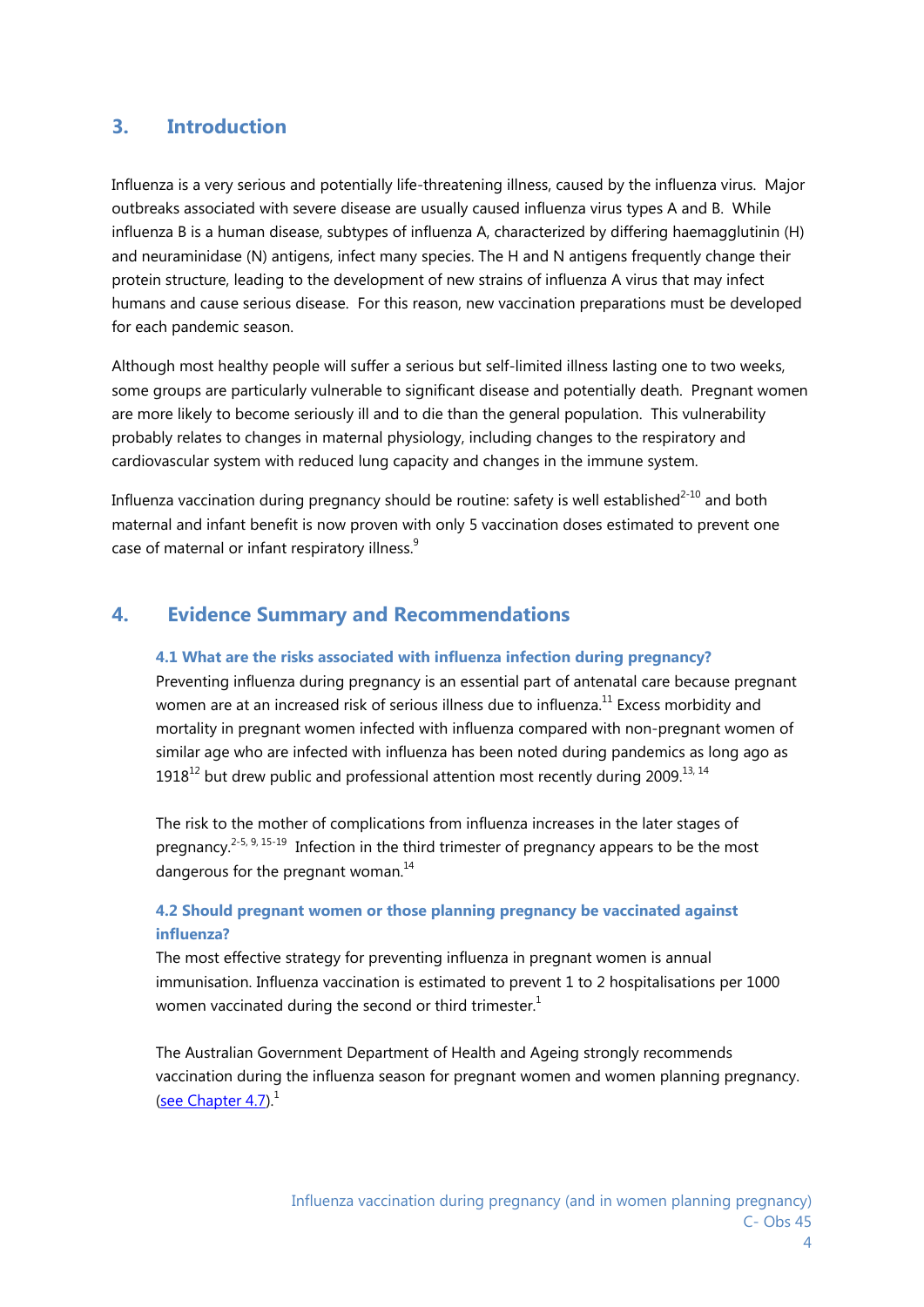## 3. Introduction

Influenza is a very serious and potentially life-threatening illness, caused by the influenza virus. Major outbreaks associated with severe disease are usually caused influenza virus types A and B. While influenza B is a human disease, subtypes of influenza A, characterized by differing haemagglutinin (H) and neuraminidase (N) antigens, infect many species. The H and N antigens frequently change their protein structure, leading to the development of new strains of influenza A virus that may infect humans and cause serious disease. For this reason, new vaccination preparations must be developed for each pandemic season.

Although most healthy people will suffer a serious but self-limited illness lasting one to two weeks, some groups are particularly vulnerable to significant disease and potentially death. Pregnant women are more likely to become seriously ill and to die than the general population. This vulnerability probably relates to changes in maternal physiology, including changes to the respiratory and cardiovascular system with reduced lung capacity and changes in the immune system.

Influenza vaccination during pregnancy should be routine: safety is well established[2-10] and both maternal and infant benefit is now proven with only 5 vaccination doses estimated to prevent one case of maternal or infant respiratory illness.[9]

## 4. Evidence Summary and Recommendations

### 4.1 What are the risks associated with influenza infection during pregnancy?

Preventing influenza during pregnancy is an essential part of antenatal care because pregnant women are at an increased risk of serious illness due to influenza.[11] Excess morbidity and mortality in pregnant women infected with influenza compared with non-pregnant women of similar age who are infected with influenza has been noted during pandemics as long ago as 1918[12] but drew public and professional attention most recently during 2009.[13, 14]

The risk to the mother of complications from influenza increases in the later stages of pregnancy.[2-5, 9, 15-19] Infection in the third trimester of pregnancy appears to be the most dangerous for the pregnant woman.[14]

### 4.2 Should pregnant women or those planning pregnancy be vaccinated against influenza?

The most effective strategy for preventing influenza in pregnant women is annual immunisation. Influenza vaccination is estimated to prevent 1 to 2 hospitalisations per 1000 women vaccinated during the second or third trimester.[1]

The Australian Government Department of Health and Ageing strongly recommends vaccination during the influenza season for pregnant women and women planning pregnancy. (see Chapter 4.7).[1]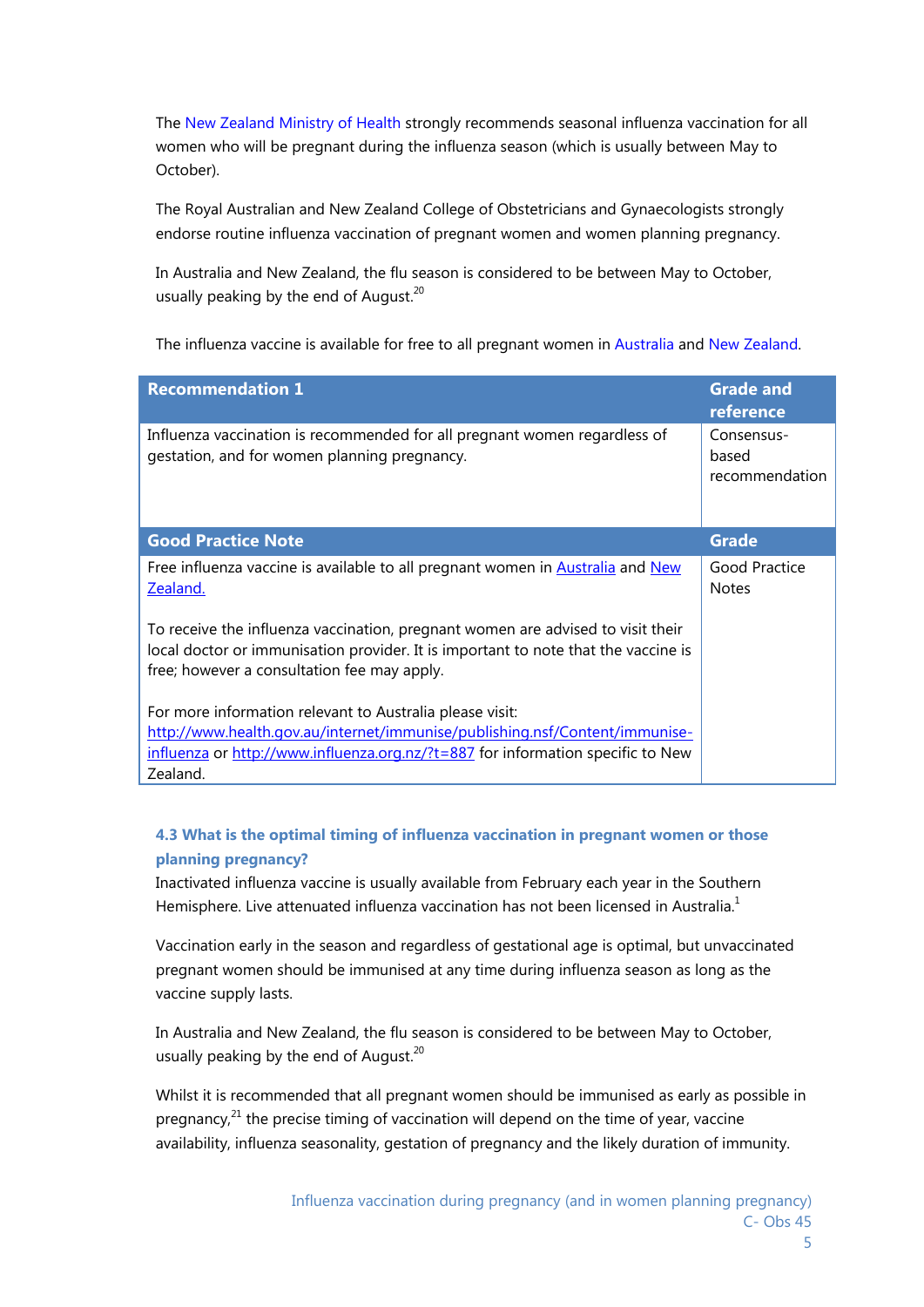The New Zealand Ministry of Health strongly recommends seasonal influenza vaccination for all women who will be pregnant during the influenza season (which is usually between May to October).

The Royal Australian and New Zealand College of Obstetricians and Gynaecologists strongly endorse routine influenza vaccination of pregnant women and women planning pregnancy.

In Australia and New Zealand, the flu season is considered to be between May to October, usually peaking by the end of August.[20]

The influenza vaccine is available for free to all pregnant women in Australia and New Zealand.

| Recommendation 1 | Grade and reference |
|---|---|
| Influenza vaccination is recommended for all pregnant women regardless of gestation, and for women planning pregnancy. | Consensus-based recommendation |
| **Good Practice Note** | **Grade** |
| Free influenza vaccine is available to all pregnant women in Australia and New Zealand.<br><br>To receive the influenza vaccination, pregnant women are advised to visit their local doctor or immunisation provider. It is important to note that the vaccine is free; however a consultation fee may apply.<br><br>For more information relevant to Australia please visit: http://www.health.gov.au/internet/immunise/publishing.nsf/Content/immunise-influenza or http://www.influenza.org.nz/?t=887 for information specific to New Zealand. | Good Practice Notes |

### 4.3 What is the optimal timing of influenza vaccination in pregnant women or those planning pregnancy?

Inactivated influenza vaccine is usually available from February each year in the Southern Hemisphere. Live attenuated influenza vaccination has not been licensed in Australia.[1]

Vaccination early in the season and regardless of gestational age is optimal, but unvaccinated pregnant women should be immunised at any time during influenza season as long as the vaccine supply lasts.

In Australia and New Zealand, the flu season is considered to be between May to October, usually peaking by the end of August.[20]

Whilst it is recommended that all pregnant women should be immunised as early as possible in pregnancy,[21] the precise timing of vaccination will depend on the time of year, vaccine availability, influenza seasonality, gestation of pregnancy and the likely duration of immunity.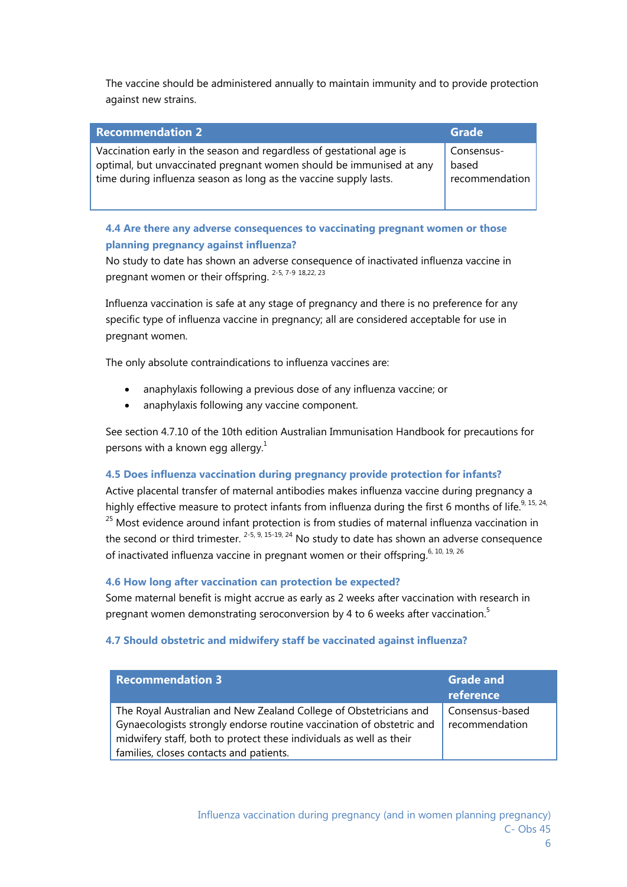The vaccine should be administered annually to maintain immunity and to provide protection against new strains.

| Recommendation 2 | Grade |
|---|---|
| Vaccination early in the season and regardless of gestational age is optimal, but unvaccinated pregnant women should be immunised at any time during influenza season as long as the vaccine supply lasts. | Consensus-based recommendation |

### 4.4 Are there any adverse consequences to vaccinating pregnant women or those planning pregnancy against influenza?

No study to date has shown an adverse consequence of inactivated influenza vaccine in pregnant women or their offspring. [2-5, 7-9 18,22, 23]

Influenza vaccination is safe at any stage of pregnancy and there is no preference for any specific type of influenza vaccine in pregnancy; all are considered acceptable for use in pregnant women.

The only absolute contraindications to influenza vaccines are:

- anaphylaxis following a previous dose of any influenza vaccine; or
- anaphylaxis following any vaccine component.

See section 4.7.10 of the 10th edition Australian Immunisation Handbook for precautions for persons with a known egg allergy.[1]

### 4.5 Does influenza vaccination during pregnancy provide protection for infants?

Active placental transfer of maternal antibodies makes influenza vaccine during pregnancy a highly effective measure to protect infants from influenza during the first 6 months of life.[9, 15, 24, 25] Most evidence around infant protection is from studies of maternal influenza vaccination in the second or third trimester. [2-5, 9, 15-19, 24] No study to date has shown an adverse consequence of inactivated influenza vaccine in pregnant women or their offspring.[6, 10, 19, 26]

### 4.6 How long after vaccination can protection be expected?

Some maternal benefit is might accrue as early as 2 weeks after vaccination with research in pregnant women demonstrating seroconversion by 4 to 6 weeks after vaccination.[5]

### 4.7 Should obstetric and midwifery staff be vaccinated against influenza?

| Recommendation 3 | Grade and reference |
|---|---|
| The Royal Australian and New Zealand College of Obstetricians and Gynaecologists strongly endorse routine vaccination of obstetric and midwifery staff, both to protect these individuals as well as their families, closes contacts and patients. | Consensus-based recommendation |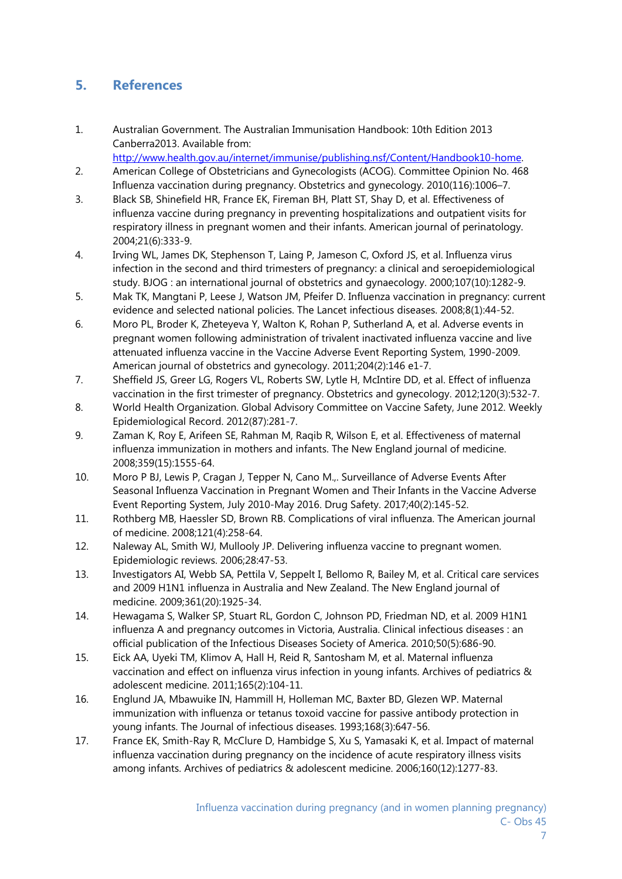## 5. References

1. Australian Government. The Australian Immunisation Handbook: 10th Edition 2013 Canberra2013. Available from: http://www.health.gov.au/internet/immunise/publishing.nsf/Content/Handbook10-home.
2. American College of Obstetricians and Gynecologists (ACOG). Committee Opinion No. 468 Influenza vaccination during pregnancy. Obstetrics and gynecology. 2010(116):1006–7.
3. Black SB, Shinefield HR, France EK, Fireman BH, Platt ST, Shay D, et al. Effectiveness of influenza vaccine during pregnancy in preventing hospitalizations and outpatient visits for respiratory illness in pregnant women and their infants. American journal of perinatology. 2004;21(6):333-9.
4. Irving WL, James DK, Stephenson T, Laing P, Jameson C, Oxford JS, et al. Influenza virus infection in the second and third trimesters of pregnancy: a clinical and seroepidemiological study. BJOG : an international journal of obstetrics and gynaecology. 2000;107(10):1282-9.
5. Mak TK, Mangtani P, Leese J, Watson JM, Pfeifer D. Influenza vaccination in pregnancy: current evidence and selected national policies. The Lancet infectious diseases. 2008;8(1):44-52.
6. Moro PL, Broder K, Zheteyeva Y, Walton K, Rohan P, Sutherland A, et al. Adverse events in pregnant women following administration of trivalent inactivated influenza vaccine and live attenuated influenza vaccine in the Vaccine Adverse Event Reporting System, 1990-2009. American journal of obstetrics and gynecology. 2011;204(2):146 e1-7.
7. Sheffield JS, Greer LG, Rogers VL, Roberts SW, Lytle H, McIntire DD, et al. Effect of influenza vaccination in the first trimester of pregnancy. Obstetrics and gynecology. 2012;120(3):532-7.
8. World Health Organization. Global Advisory Committee on Vaccine Safety, June 2012. Weekly Epidemiological Record. 2012(87):281-7.
9. Zaman K, Roy E, Arifeen SE, Rahman M, Raqib R, Wilson E, et al. Effectiveness of maternal influenza immunization in mothers and infants. The New England journal of medicine. 2008;359(15):1555-64.
10. Moro P BJ, Lewis P, Cragan J, Tepper N, Cano M.,. Surveillance of Adverse Events After Seasonal Influenza Vaccination in Pregnant Women and Their Infants in the Vaccine Adverse Event Reporting System, July 2010-May 2016. Drug Safety. 2017;40(2):145-52.
11. Rothberg MB, Haessler SD, Brown RB. Complications of viral influenza. The American journal of medicine. 2008;121(4):258-64.
12. Naleway AL, Smith WJ, Mullooly JP. Delivering influenza vaccine to pregnant women. Epidemiologic reviews. 2006;28:47-53.
13. Investigators AI, Webb SA, Pettila V, Seppelt I, Bellomo R, Bailey M, et al. Critical care services and 2009 H1N1 influenza in Australia and New Zealand. The New England journal of medicine. 2009;361(20):1925-34.
14. Hewagama S, Walker SP, Stuart RL, Gordon C, Johnson PD, Friedman ND, et al. 2009 H1N1 influenza A and pregnancy outcomes in Victoria, Australia. Clinical infectious diseases : an official publication of the Infectious Diseases Society of America. 2010;50(5):686-90.
15. Eick AA, Uyeki TM, Klimov A, Hall H, Reid R, Santosham M, et al. Maternal influenza vaccination and effect on influenza virus infection in young infants. Archives of pediatrics & adolescent medicine. 2011;165(2):104-11.
16. Englund JA, Mbawuike IN, Hammill H, Holleman MC, Baxter BD, Glezen WP. Maternal immunization with influenza or tetanus toxoid vaccine for passive antibody protection in young infants. The Journal of infectious diseases. 1993;168(3):647-56.
17. France EK, Smith-Ray R, McClure D, Hambidge S, Xu S, Yamasaki K, et al. Impact of maternal influenza vaccination during pregnancy on the incidence of acute respiratory illness visits among infants. Archives of pediatrics & adolescent medicine. 2006;160(12):1277-83.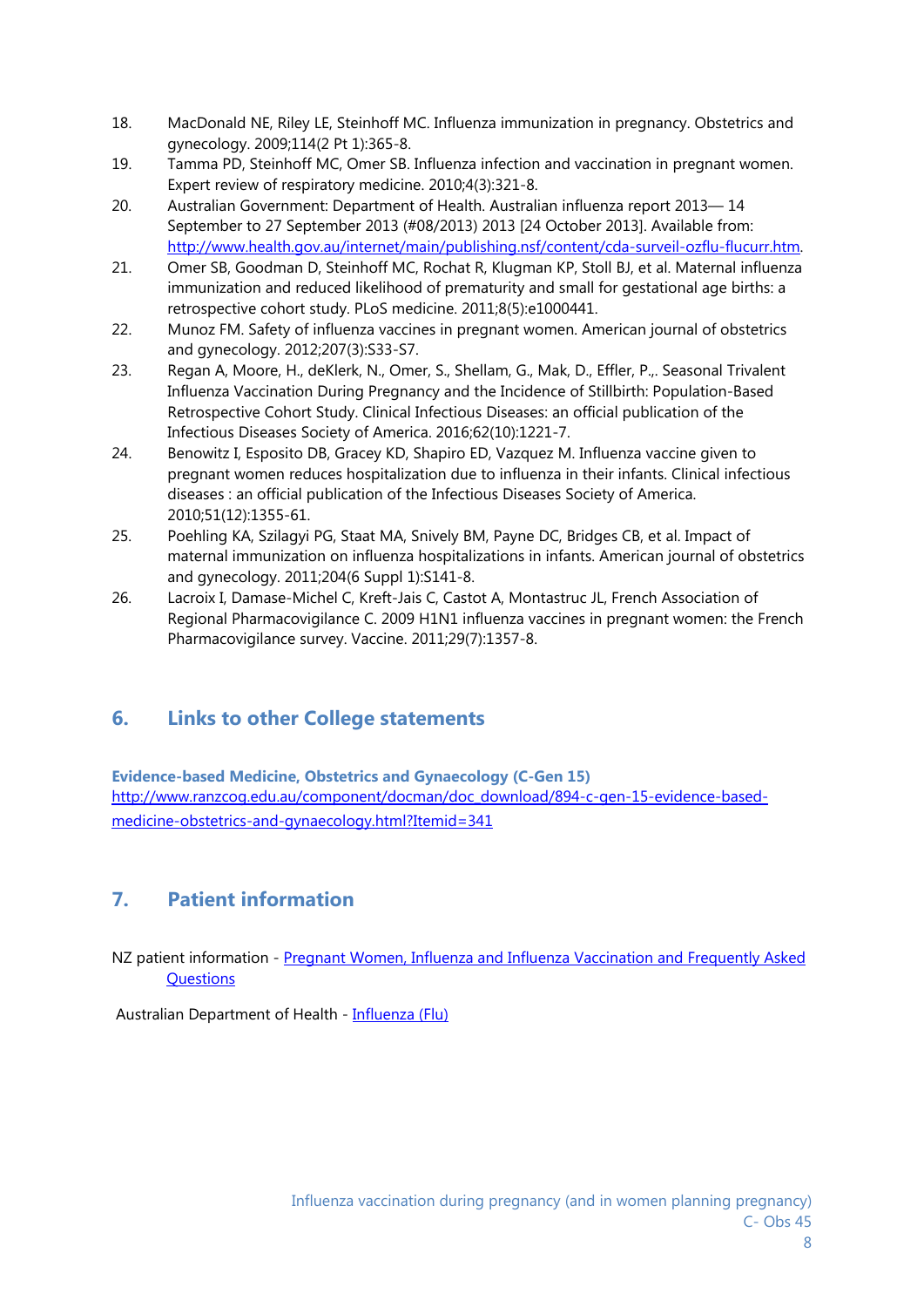18. MacDonald NE, Riley LE, Steinhoff MC. Influenza immunization in pregnancy. Obstetrics and gynecology. 2009;114(2 Pt 1):365-8.
19. Tamma PD, Steinhoff MC, Omer SB. Influenza infection and vaccination in pregnant women. Expert review of respiratory medicine. 2010;4(3):321-8.
20. Australian Government: Department of Health. Australian influenza report 2013— 14 September to 27 September 2013 (#08/2013) 2013 [24 October 2013]. Available from: http://www.health.gov.au/internet/main/publishing.nsf/content/cda-surveil-ozflu-flucurr.htm.
21. Omer SB, Goodman D, Steinhoff MC, Rochat R, Klugman KP, Stoll BJ, et al. Maternal influenza immunization and reduced likelihood of prematurity and small for gestational age births: a retrospective cohort study. PLoS medicine. 2011;8(5):e1000441.
22. Munoz FM. Safety of influenza vaccines in pregnant women. American journal of obstetrics and gynecology. 2012;207(3):S33-S7.
23. Regan A, Moore, H., deKlerk, N., Omer, S., Shellam, G., Mak, D., Effler, P.,. Seasonal Trivalent Influenza Vaccination During Pregnancy and the Incidence of Stillbirth: Population-Based Retrospective Cohort Study. Clinical Infectious Diseases: an official publication of the Infectious Diseases Society of America. 2016;62(10):1221-7.
24. Benowitz I, Esposito DB, Gracey KD, Shapiro ED, Vazquez M. Influenza vaccine given to pregnant women reduces hospitalization due to influenza in their infants. Clinical infectious diseases : an official publication of the Infectious Diseases Society of America. 2010;51(12):1355-61.
25. Poehling KA, Szilagyi PG, Staat MA, Snively BM, Payne DC, Bridges CB, et al. Impact of maternal immunization on influenza hospitalizations in infants. American journal of obstetrics and gynecology. 2011;204(6 Suppl 1):S141-8.
26. Lacroix I, Damase-Michel C, Kreft-Jais C, Castot A, Montastruc JL, French Association of Regional Pharmacovigilance C. 2009 H1N1 influenza vaccines in pregnant women: the French Pharmacovigilance survey. Vaccine. 2011;29(7):1357-8.

## 6. Links to other College statements

**Evidence-based Medicine, Obstetrics and Gynaecology (C-Gen 15)**
http://www.ranzcog.edu.au/component/docman/doc_download/894-c-gen-15-evidence-based-medicine-obstetrics-and-gynaecology.html?Itemid=341

## 7. Patient information

NZ patient information - Pregnant Women, Influenza and Influenza Vaccination and Frequently Asked Questions

Australian Department of Health - Influenza (Flu)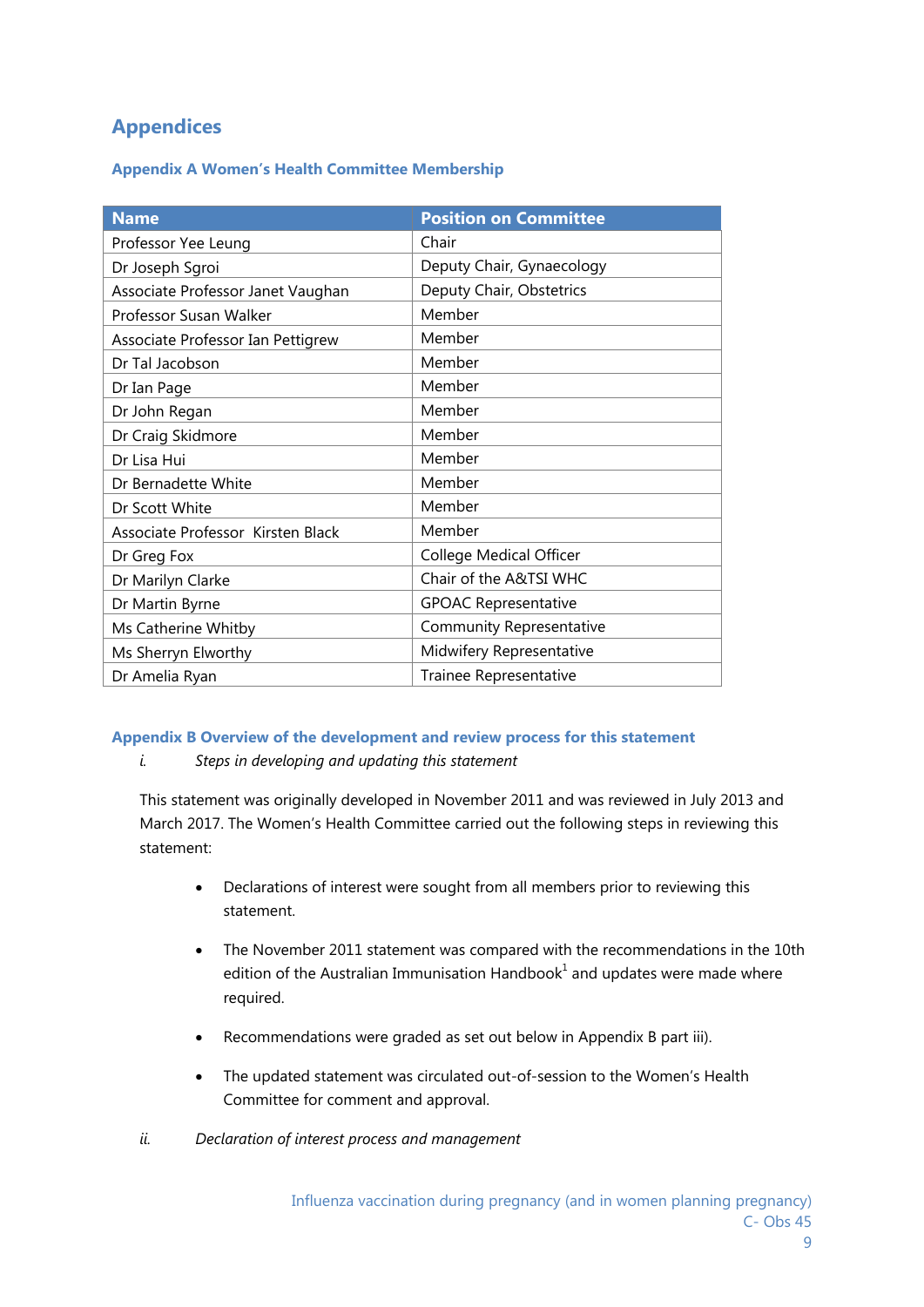# Appendices

## Appendix A Women's Health Committee Membership

| Name | Position on Committee |
|---|---|
| Professor Yee Leung | Chair |
| Dr Joseph Sgroi | Deputy Chair, Gynaecology |
| Associate Professor Janet Vaughan | Deputy Chair, Obstetrics |
| Professor Susan Walker | Member |
| Associate Professor Ian Pettigrew | Member |
| Dr Tal Jacobson | Member |
| Dr Ian Page | Member |
| Dr John Regan | Member |
| Dr Craig Skidmore | Member |
| Dr Lisa Hui | Member |
| Dr Bernadette White | Member |
| Dr Scott White | Member |
| Associate Professor Kirsten Black | Member |
| Dr Greg Fox | College Medical Officer |
| Dr Marilyn Clarke | Chair of the A&TSI WHC |
| Dr Martin Byrne | GPOAC Representative |
| Ms Catherine Whitby | Community Representative |
| Ms Sherryn Elworthy | Midwifery Representative |
| Dr Amelia Ryan | Trainee Representative |

## Appendix B Overview of the development and review process for this statement

*i. Steps in developing and updating this statement*

This statement was originally developed in November 2011 and was reviewed in July 2013 and March 2017. The Women's Health Committee carried out the following steps in reviewing this statement:

- Declarations of interest were sought from all members prior to reviewing this statement.
- The November 2011 statement was compared with the recommendations in the 10th edition of the Australian Immunisation Handbook[1] and updates were made where required.
- Recommendations were graded as set out below in Appendix B part iii).
- The updated statement was circulated out-of-session to the Women's Health Committee for comment and approval.

*ii. Declaration of interest process and management*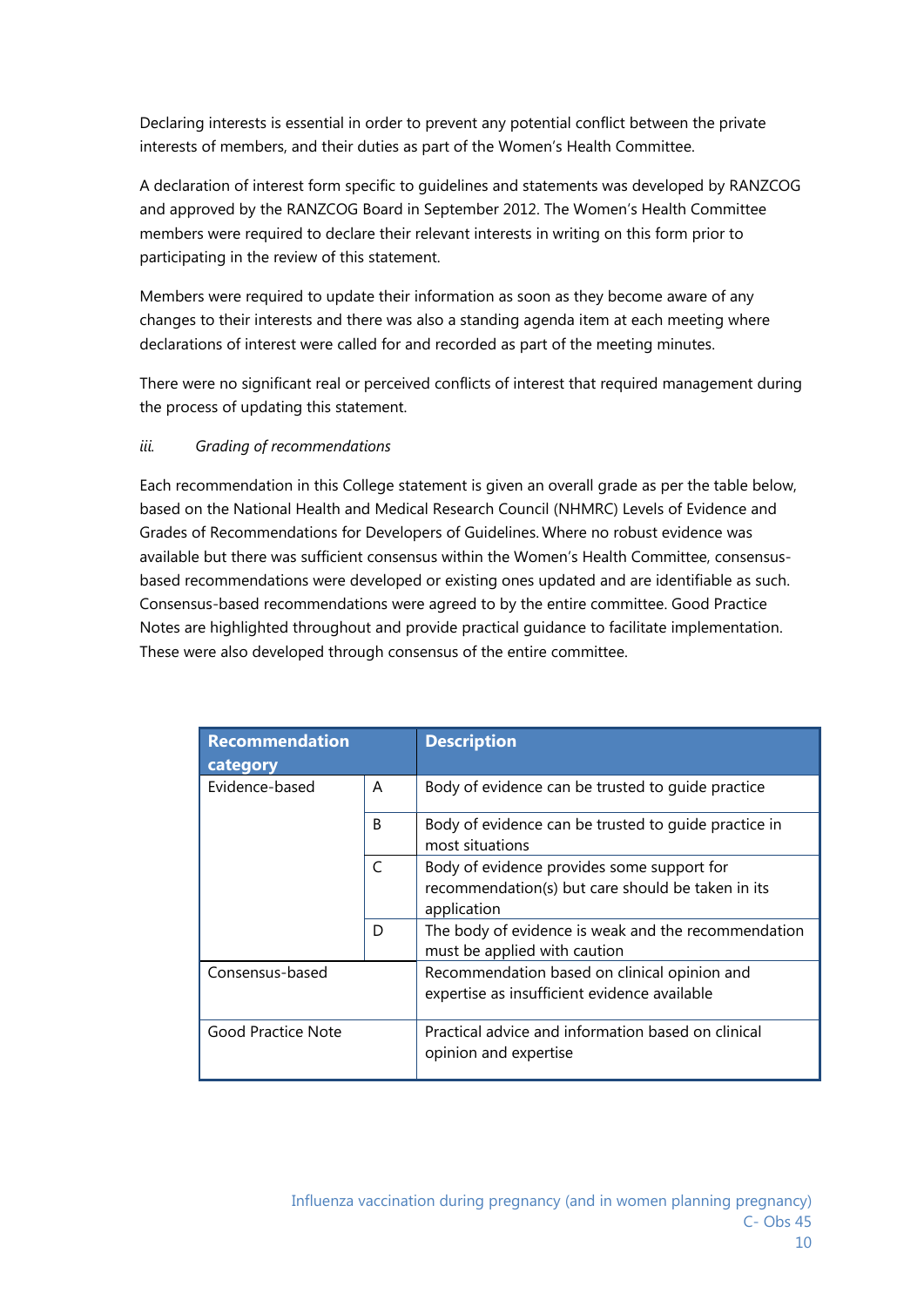Declaring interests is essential in order to prevent any potential conflict between the private interests of members, and their duties as part of the Women's Health Committee.

A declaration of interest form specific to guidelines and statements was developed by RANZCOG and approved by the RANZCOG Board in September 2012. The Women's Health Committee members were required to declare their relevant interests in writing on this form prior to participating in the review of this statement.

Members were required to update their information as soon as they become aware of any changes to their interests and there was also a standing agenda item at each meeting where declarations of interest were called for and recorded as part of the meeting minutes.

There were no significant real or perceived conflicts of interest that required management during the process of updating this statement.

*iii. Grading of recommendations*

Each recommendation in this College statement is given an overall grade as per the table below, based on the National Health and Medical Research Council (NHMRC) Levels of Evidence and Grades of Recommendations for Developers of Guidelines. Where no robust evidence was available but there was sufficient consensus within the Women's Health Committee, consensus-based recommendations were developed or existing ones updated and are identifiable as such. Consensus-based recommendations were agreed to by the entire committee. Good Practice Notes are highlighted throughout and provide practical guidance to facilitate implementation. These were also developed through consensus of the entire committee.

| Recommendation category | | Description |
|---|---|---|
| Evidence-based | A | Body of evidence can be trusted to guide practice |
| | B | Body of evidence can be trusted to guide practice in most situations |
| | C | Body of evidence provides some support for recommendation(s) but care should be taken in its application |
| | D | The body of evidence is weak and the recommendation must be applied with caution |
| Consensus-based | | Recommendation based on clinical opinion and expertise as insufficient evidence available |
| Good Practice Note | | Practical advice and information based on clinical opinion and expertise |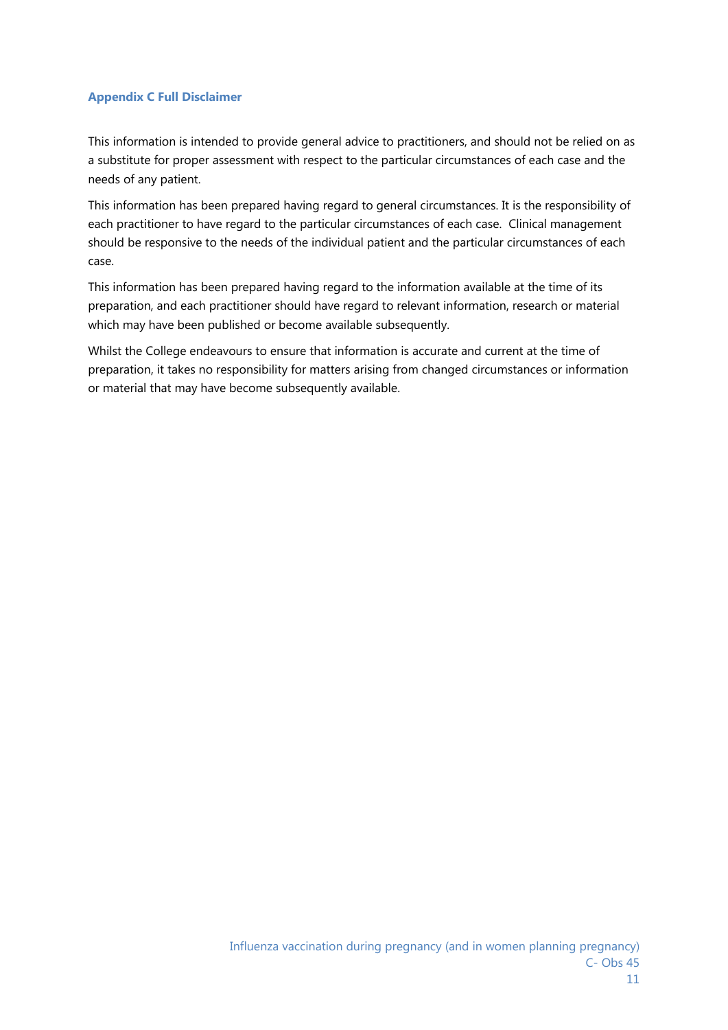### Appendix C Full Disclaimer

This information is intended to provide general advice to practitioners, and should not be relied on as a substitute for proper assessment with respect to the particular circumstances of each case and the needs of any patient.

This information has been prepared having regard to general circumstances. It is the responsibility of each practitioner to have regard to the particular circumstances of each case. Clinical management should be responsive to the needs of the individual patient and the particular circumstances of each case.

This information has been prepared having regard to the information available at the time of its preparation, and each practitioner should have regard to relevant information, research or material which may have been published or become available subsequently.

Whilst the College endeavours to ensure that information is accurate and current at the time of preparation, it takes no responsibility for matters arising from changed circumstances or information or material that may have become subsequently available.